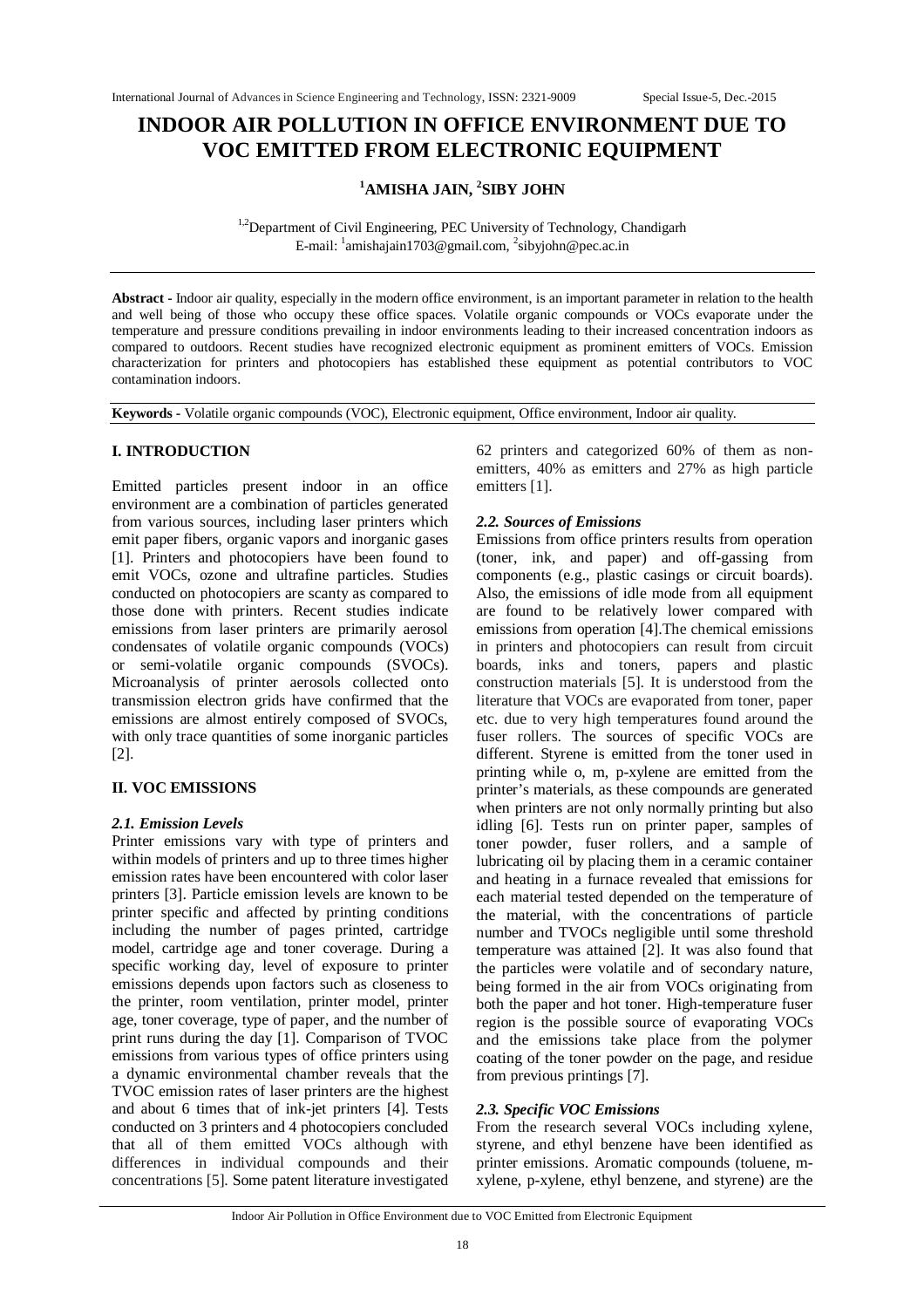# INDOOR AIR POLLUTION IN OFFICE ENVIRONMENT DUE TO VOC EMITTED FROM ELECTRONIC EQUIPMENT

**[1]AMISHA JAIN, [2]SIBY JOHN**

[1,2]Department of Civil Engineering, PEC University of Technology, Chandigarh
E-mail: [1]amishajain1703@gmail.com, [2]sibyjohn@pec.ac.in

**Abstract -** Indoor air quality, especially in the modern office environment, is an important parameter in relation to the health and well being of those who occupy these office spaces. Volatile organic compounds or VOCs evaporate under the temperature and pressure conditions prevailing in indoor environments leading to their increased concentration indoors as compared to outdoors. Recent studies have recognized electronic equipment as prominent emitters of VOCs. Emission characterization for printers and photocopiers has established these equipment as potential contributors to VOC contamination indoors.

**Keywords -** Volatile organic compounds (VOC), Electronic equipment, Office environment, Indoor air quality.

## I. INTRODUCTION

Emitted particles present indoor in an office environment are a combination of particles generated from various sources, including laser printers which emit paper fibers, organic vapors and inorganic gases [1]. Printers and photocopiers have been found to emit VOCs, ozone and ultrafine particles. Studies conducted on photocopiers are scanty as compared to those done with printers. Recent studies indicate emissions from laser printers are primarily aerosol condensates of volatile organic compounds (VOCs) or semi-volatile organic compounds (SVOCs). Microanalysis of printer aerosols collected onto transmission electron grids have confirmed that the emissions are almost entirely composed of SVOCs, with only trace quantities of some inorganic particles [2].

## II. VOC EMISSIONS

### *2.1. Emission Levels*

Printer emissions vary with type of printers and within models of printers and up to three times higher emission rates have been encountered with color laser printers [3]. Particle emission levels are known to be printer specific and affected by printing conditions including the number of pages printed, cartridge model, cartridge age and toner coverage. During a specific working day, level of exposure to printer emissions depends upon factors such as closeness to the printer, room ventilation, printer model, printer age, toner coverage, type of paper, and the number of print runs during the day [1]. Comparison of TVOC emissions from various types of office printers using a dynamic environmental chamber reveals that the TVOC emission rates of laser printers are the highest and about 6 times that of ink-jet printers [4]. Tests conducted on 3 printers and 4 photocopiers concluded that all of them emitted VOCs although with differences in individual compounds and their concentrations [5]. Some patent literature investigated 62 printers and categorized 60% of them as non-emitters, 40% as emitters and 27% as high particle emitters [1].

### *2.2. Sources of Emissions*

Emissions from office printers results from operation (toner, ink, and paper) and off-gassing from components (e.g., plastic casings or circuit boards). Also, the emissions of idle mode from all equipment are found to be relatively lower compared with emissions from operation [4].The chemical emissions in printers and photocopiers can result from circuit boards, inks and toners, papers and plastic construction materials [5]. It is understood from the literature that VOCs are evaporated from toner, paper etc. due to very high temperatures found around the fuser rollers. The sources of specific VOCs are different. Styrene is emitted from the toner used in printing while o, m, p-xylene are emitted from the printer's materials, as these compounds are generated when printers are not only normally printing but also idling [6]. Tests run on printer paper, samples of toner powder, fuser rollers, and a sample of lubricating oil by placing them in a ceramic container and heating in a furnace revealed that emissions for each material tested depended on the temperature of the material, with the concentrations of particle number and TVOCs negligible until some threshold temperature was attained [2]. It was also found that the particles were volatile and of secondary nature, being formed in the air from VOCs originating from both the paper and hot toner. High-temperature fuser region is the possible source of evaporating VOCs and the emissions take place from the polymer coating of the toner powder on the page, and residue from previous printings [7].

### *2.3. Specific VOC Emissions*

From the research several VOCs including xylene, styrene, and ethyl benzene have been identified as printer emissions. Aromatic compounds (toluene, m-xylene, p-xylene, ethyl benzene, and styrene) are the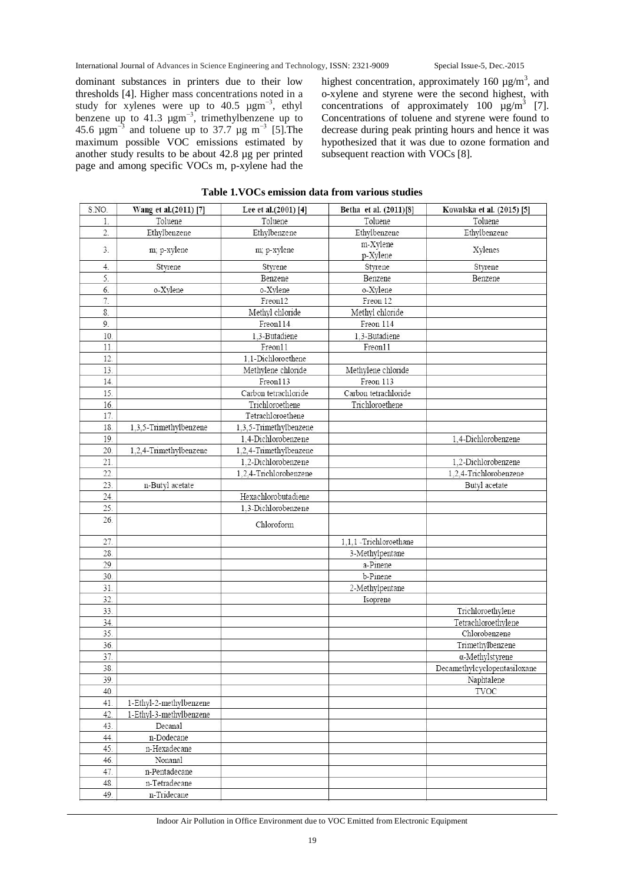dominant substances in printers due to their low thresholds [4]. Higher mass concentrations noted in a study for xylenes were up to 40.5 $\mu gm^{-3}$, ethyl benzene up to 41.3 $\mu gm^{-3}$, trimethylbenzene up to 45.6 $\mu gm^{-3}$ and toluene up to 37.7 $\mu g\ m^{-3}$ [5].The maximum possible VOC emissions estimated by another study results to be about 42.8 µg per printed page and among specific VOCs m, p-xylene had the highest concentration, approximately 160 $\mu g/m^3$, and o-xylene and styrene were the second highest, with concentrations of approximately 100 $\mu g/m^3$ [7]. Concentrations of toluene and styrene were found to decrease during peak printing hours and hence it was hypothesized that it was due to ozone formation and subsequent reaction with VOCs [8].

**Table 1.VOCs emission data from various studies**

| S.NO. | Wang et al.(2011) [7] | Lee et al.(2001) [4] | Betha et al. (2011)[8] | Kowalska et al. (2015) [5] |
|---|---|---|---|---|
| 1. | Toluene | Toluene | Toluene | Toluene |
| 2. | Ethylbenzene | Ethylbenzene | Ethylbenzene | Ethylbenzene |
| 3. | m; p-xylene | m; p-xylene | m-Xylene p-Xylene | Xylenes |
| 4. | Styrene | Styrene | Styrene | Styrene |
| 5. | | Benzene | Benzene | Benzene |
| 6. | o-Xylene | o-Xylene | o-Xylene | |
| 7. | | Freon12 | Freon 12 | |
| 8. | | Methyl chloride | Methyl chloride | |
| 9. | | Freon114 | Freon 114 | |
| 10. | | 1,3-Butadiene | 1,3-Butadiene | |
| 11. | | Freon11 | Freon11 | |
| 12. | | 1,1-Dichloroethene | | |
| 13. | | Methylene chloride | Methylene chloride | |
| 14. | | Freon113 | Freon 113 | |
| 15. | | Carbon tetrachloride | Carbon tetrachloride | |
| 16. | | Trichloroethene | Trichloroethene | |
| 17. | | Tetrachloroethene | | |
| 18. | 1,3,5-Trimethylbenzene | 1,3,5-Trimethylbenzene | | |
| 19. | | 1,4-Dichlorobenzene | | 1,4-Dichlorobenzene |
| 20. | 1,2,4-Trimethylbenzene | 1,2,4-Trimethylbenzene | | |
| 21. | | 1,2-Dichlorobenzene | | 1,2-Dichlorobenzene |
| 22. | | 1,2,4-Trichlorobenzene | | 1,2,4-Trichlorobenzene |
| 23. | n-Butyl acetate | | | Butyl acetate |
| 24. | | Hexachlorobutadiene | | |
| 25. | | 1,3-Dichlorobenzene | | |
| 26. | | Chloroform | | |
| 27. | | | 1,1,1 -Trichloroethane | |
| 28. | | | 3-Methylpentane | |
| 29. | | | a-Pinene | |
| 30. | | | b-Pinene | |
| 31. | | | 2-Methylpentane | |
| 32. | | | Isoprene | |
| 33. | | | | Trichloroethylene |
| 34. | | | | Tetrachloroethylene |
| 35. | | | | Chlorobenzene |
| 36. | | | | Trimethylbenzene |
| 37. | | | | α-Methylstyrene |
| 38. | | | | Decamethylcyclopentasiloxane |
| 39. | | | | Naphtalene |
| 40. | | | | TVOC |
| 41. | 1-Ethyl-2-methylbenzene | | | |
| 42. | 1-Ethyl-3-methylbenzene | | | |
| 43. | Decanal | | | |
| 44. | n-Dodecane | | | |
| 45. | n-Hexadecane | | | |
| 46. | Nonanal | | | |
| 47. | n-Pentadecane | | | |
| 48. | n-Tetradecane | | | |
| 49. | n-Tridecane | | | |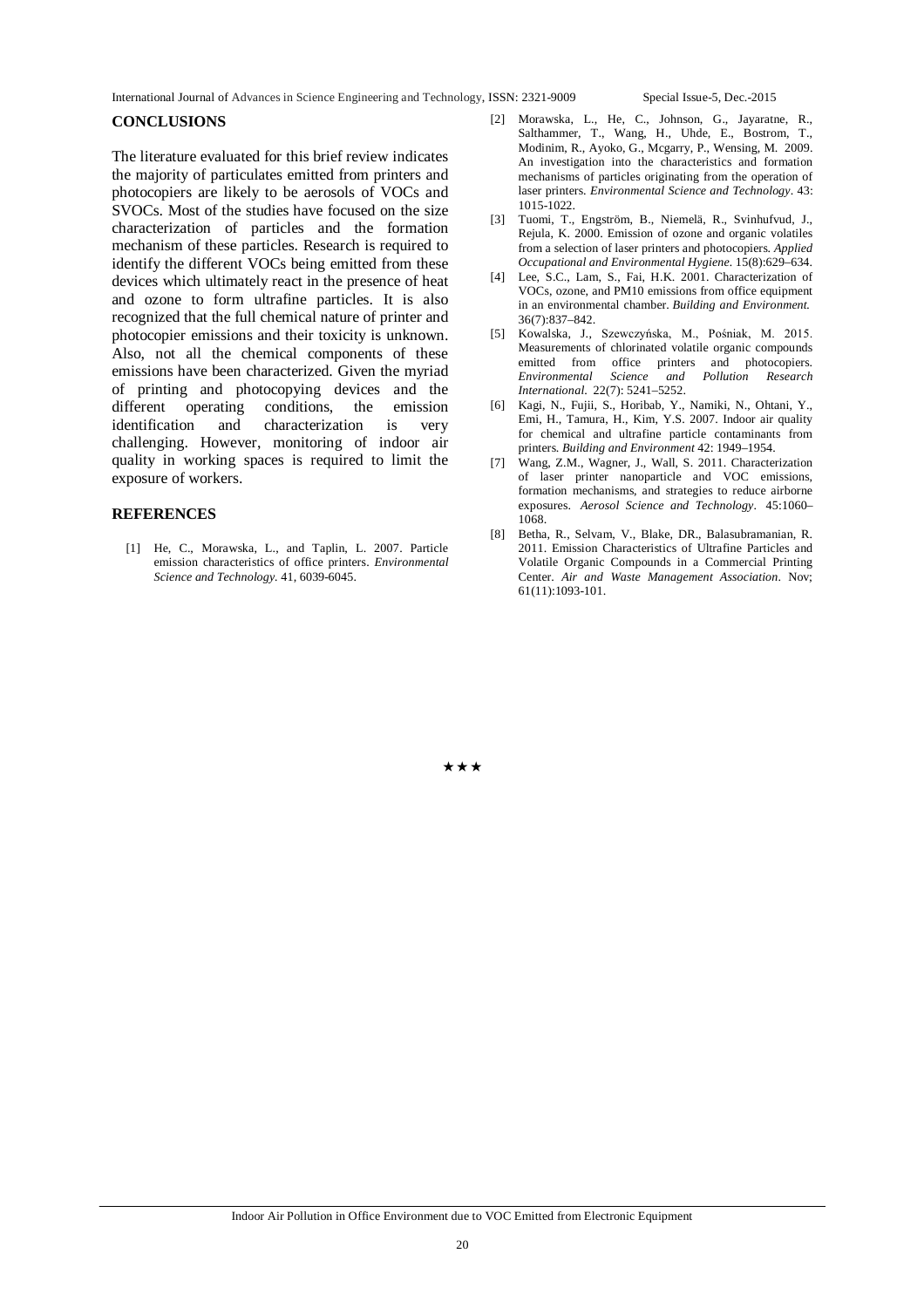## CONCLUSIONS

The literature evaluated for this brief review indicates the majority of particulates emitted from printers and photocopiers are likely to be aerosols of VOCs and SVOCs. Most of the studies have focused on the size characterization of particles and the formation mechanism of these particles. Research is required to identify the different VOCs being emitted from these devices which ultimately react in the presence of heat and ozone to form ultrafine particles. It is also recognized that the full chemical nature of printer and photocopier emissions and their toxicity is unknown. Also, not all the chemical components of these emissions have been characterized. Given the myriad of printing and photocopying devices and the different operating conditions, the emission identification and characterization is very challenging. However, monitoring of indoor air quality in working spaces is required to limit the exposure of workers.

## REFERENCES

[1] He, C., Morawska, L., and Taplin, L. 2007. Particle emission characteristics of office printers. *Environmental Science and Technology*. 41, 6039-6045.

[2] Morawska, L., He, C., Johnson, G., Jayaratne, R., Salthammer, T., Wang, H., Uhde, E., Bostrom, T., Modinim, R., Ayoko, G., Mcgarry, P., Wensing, M. 2009. An investigation into the characteristics and formation mechanisms of particles originating from the operation of laser printers. *Environmental Science and Technology*. 43: 1015-1022.

[3] Tuomi, T., Engström, B., Niemelä, R., Svinhufvud, J., Rejula, K. 2000. Emission of ozone and organic volatiles from a selection of laser printers and photocopiers. *Applied Occupational and Environmental Hygiene*. 15(8):629–634.

[4] Lee, S.C., Lam, S., Fai, H.K. 2001. Characterization of VOCs, ozone, and PM10 emissions from office equipment in an environmental chamber. *Building and Environment*. 36(7):837–842.

[5] Kowalska, J., Szewczyńska, M., Pośniak, M. 2015. Measurements of chlorinated volatile organic compounds emitted from office printers and photocopiers. *Environmental Science and Pollution Research International*. 22(7): 5241–5252.

[6] Kagi, N., Fujii, S., Horibab, Y., Namiki, N., Ohtani, Y., Emi, H., Tamura, H., Kim, Y.S. 2007. Indoor air quality for chemical and ultrafine particle contaminants from printers. *Building and Environment* 42: 1949–1954.

[7] Wang, Z.M., Wagner, J., Wall, S. 2011. Characterization of laser printer nanoparticle and VOC emissions, formation mechanisms, and strategies to reduce airborne exposures. *Aerosol Science and Technology*. 45:1060–1068.

[8] Betha, R., Selvam, V., Blake, DR., Balasubramanian, R. 2011. Emission Characteristics of Ultrafine Particles and Volatile Organic Compounds in a Commercial Printing Center. *Air and Waste Management Association*. Nov; 61(11):1093-101.

★★★